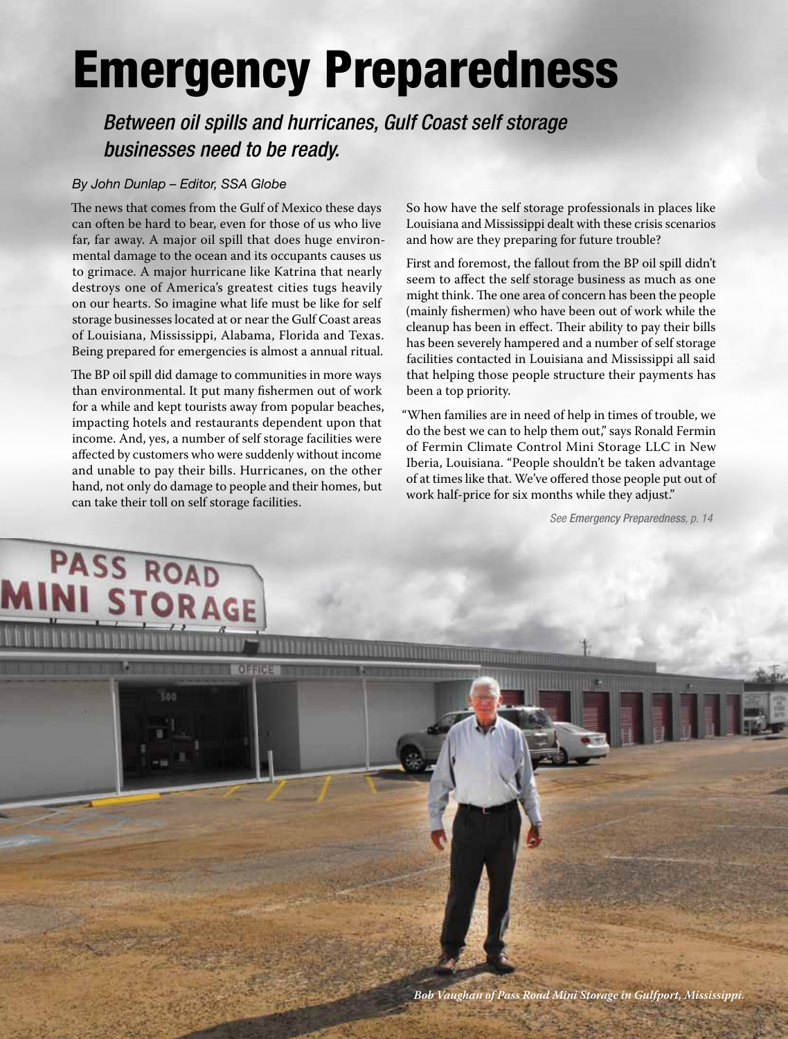# Emergency Preparedness

*Between oil spills and hurricanes, Gulf Coast self storage businesses need to be ready.*

*By John Dunlap – Editor, SSA Globe*

The news that comes from the Gulf of Mexico these days can often be hard to bear, even for those of us who live far, far away. A major oil spill that does huge environmental damage to the ocean and its occupants causes us to grimace. A major hurricane like Katrina that nearly destroys one of America's greatest cities tugs heavily on our hearts. So imagine what life must be like for self storage businesses located at or near the Gulf Coast areas of Louisiana, Mississippi, Alabama, Florida and Texas. Being prepared for emergencies is almost a annual ritual.

The BP oil spill did damage to communities in more ways than environmental. It put many fishermen out of work for a while and kept tourists away from popular beaches, impacting hotels and restaurants dependent upon that income. And, yes, a number of self storage facilities were affected by customers who were suddenly without income and unable to pay their bills. Hurricanes, on the other hand, not only do damage to people and their homes, but can take their toll on self storage facilities.

So how have the self storage professionals in places like Louisiana and Mississippi dealt with these crisis scenarios and how are they preparing for future trouble?

First and foremost, the fallout from the BP oil spill didn't seem to affect the self storage business as much as one might think. The one area of concern has been the people (mainly fishermen) who have been out of work while the cleanup has been in effect. Their ability to pay their bills has been severely hampered and a number of self storage facilities contacted in Louisiana and Mississippi all said that helping those people structure their payments has been a top priority.

"When families are in need of help in times of trouble, we do the best we can to help them out," says Ronald Fermin of Fermin Climate Control Mini Storage LLC in New Iberia, Louisiana. "People shouldn't be taken advantage of at times like that. We've offered those people put out of work half-price for six months while they adjust."

*See Emergency Preparedness, p. 14*

*Bob Vaughan of Pass Road Mini Storage in Gulfport, Mississippi.*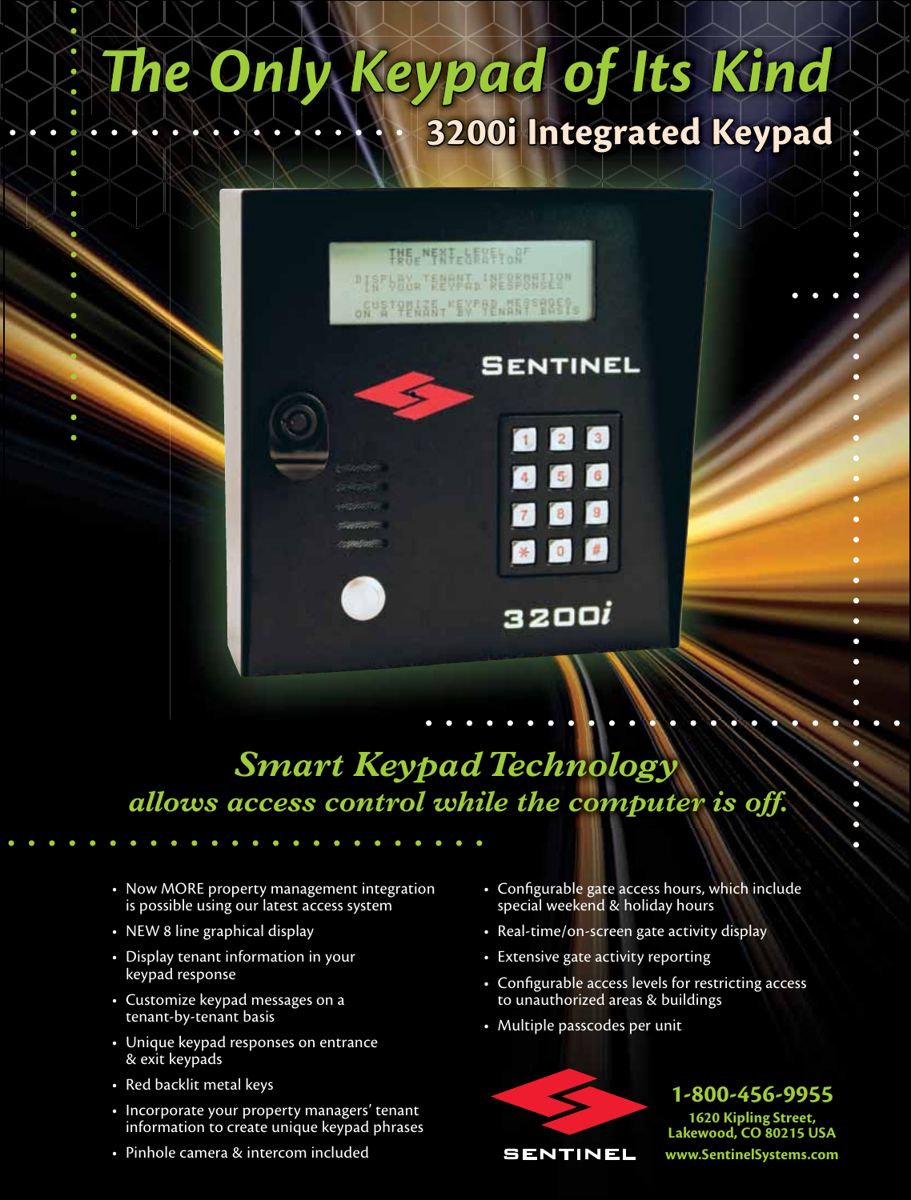# The Only Keypad of Its Kind

## 3200i Integrated Keypad

## *Smart Keypad Technology*
### *allows access control while the computer is off.*

- Now MORE property management integration is possible using our latest access system
- NEW 8 line graphical display
- Display tenant information in your keypad response
- Customize keypad messages on a tenant-by-tenant basis
- Unique keypad responses on entrance & exit keypads
- Red backlit metal keys
- Incorporate your property managers' tenant information to create unique keypad phrases
- Pinhole camera & intercom included
- Configurable gate access hours, which include special weekend & holiday hours
- Real-time/on-screen gate activity display
- Extensive gate activity reporting
- Configurable access levels for restricting access to unauthorized areas & buildings
- Multiple passcodes per unit

SENTINEL

**1-800-456-9955**

**1620 Kipling Street,**
**Lakewood, CO 80215 USA**
**www.SentinelSystems.com**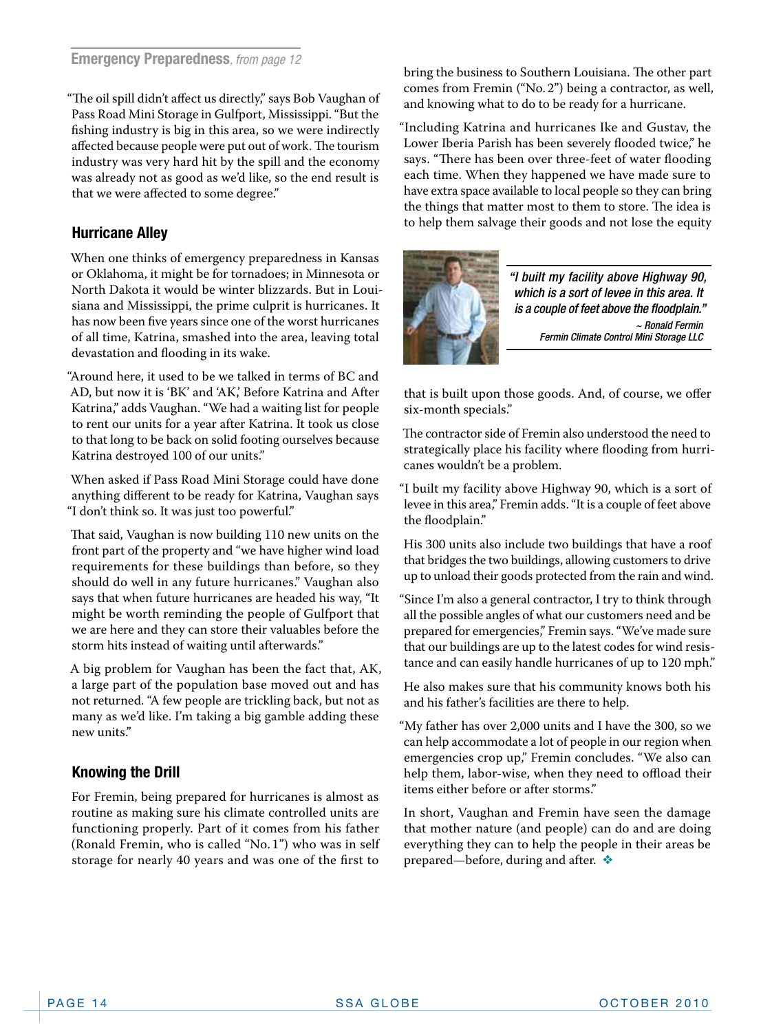**Emergency Preparedness**, *from page 12*

"The oil spill didn't affect us directly," says Bob Vaughan of Pass Road Mini Storage in Gulfport, Mississippi. "But the fishing industry is big in this area, so we were indirectly affected because people were put out of work. The tourism industry was very hard hit by the spill and the economy was already not as good as we'd like, so the end result is that we were affected to some degree."

## Hurricane Alley

When one thinks of emergency preparedness in Kansas or Oklahoma, it might be for tornadoes; in Minnesota or North Dakota it would be winter blizzards. But in Louisiana and Mississippi, the prime culprit is hurricanes. It has now been five years since one of the worst hurricanes of all time, Katrina, smashed into the area, leaving total devastation and flooding in its wake.

"Around here, it used to be we talked in terms of BC and AD, but now it is 'BK' and 'AK,' Before Katrina and After Katrina," adds Vaughan. "We had a waiting list for people to rent our units for a year after Katrina. It took us close to that long to be back on solid footing ourselves because Katrina destroyed 100 of our units."

When asked if Pass Road Mini Storage could have done anything different to be ready for Katrina, Vaughan says "I don't think so. It was just too powerful."

That said, Vaughan is now building 110 new units on the front part of the property and "we have higher wind load requirements for these buildings than before, so they should do well in any future hurricanes." Vaughan also says that when future hurricanes are headed his way, "It might be worth reminding the people of Gulfport that we are here and they can store their valuables before the storm hits instead of waiting until afterwards."

A big problem for Vaughan has been the fact that, AK, a large part of the population base moved out and has not returned. "A few people are trickling back, but not as many as we'd like. I'm taking a big gamble adding these new units."

## Knowing the Drill

For Fremin, being prepared for hurricanes is almost as routine as making sure his climate controlled units are functioning properly. Part of it comes from his father (Ronald Fremin, who is called "No. 1") who was in self storage for nearly 40 years and was one of the first to bring the business to Southern Louisiana. The other part comes from Fremin ("No. 2") being a contractor, as well, and knowing what to do to be ready for a hurricane.

"Including Katrina and hurricanes Ike and Gustav, the Lower Iberia Parish has been severely flooded twice," he says. "There has been over three-feet of water flooding each time. When they happened we have made sure to have extra space available to local people so they can bring the things that matter most to them to store. The idea is to help them salvage their goods and not lose the equity that is built upon those goods. And, of course, we offer six-month specials."

*"I built my facility above Highway 90, which is a sort of levee in this area. It is a couple of feet above the floodplain."*
*~ Ronald Fermin*
*Fermin Climate Control Mini Storage LLC*

The contractor side of Fremin also understood the need to strategically place his facility where flooding from hurricanes wouldn't be a problem.

"I built my facility above Highway 90, which is a sort of levee in this area," Fremin adds. "It is a couple of feet above the floodplain."

His 300 units also include two buildings that have a roof that bridges the two buildings, allowing customers to drive up to unload their goods protected from the rain and wind.

"Since I'm also a general contractor, I try to think through all the possible angles of what our customers need and be prepared for emergencies," Fremin says. "We've made sure that our buildings are up to the latest codes for wind resistance and can easily handle hurricanes of up to 120 mph."

He also makes sure that his community knows both his and his father's facilities are there to help.

"My father has over 2,000 units and I have the 300, so we can help accommodate a lot of people in our region when emergencies crop up," Fremin concludes. "We also can help them, labor-wise, when they need to offload their items either before or after storms."

In short, Vaughan and Fremin have seen the damage that mother nature (and people) can do and are doing everything they can to help the people in their areas be prepared—before, during and after. ❖